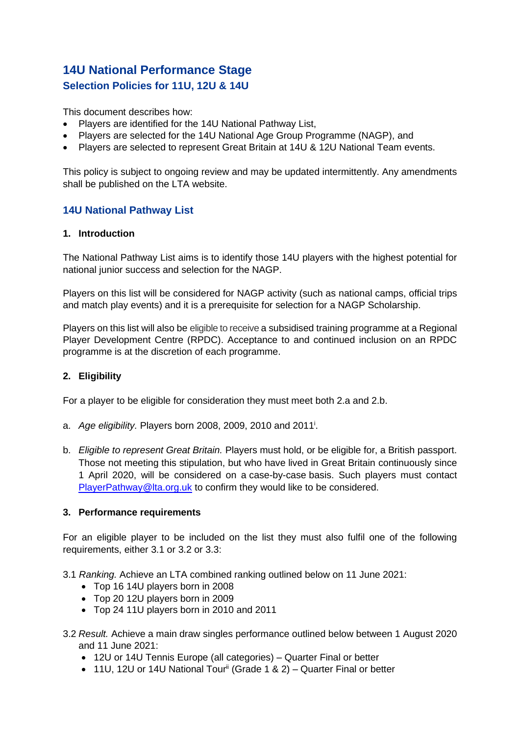# 14U National Performance Stage

## Selection Policies for 11U, 12U & 14U

This document describes how:

- Players are identified for the 14U National Pathway List,
- Players are selected for the 14U National Age Group Programme (NAGP), and
- Players are selected to represent Great Britain at 14U & 12U National Team events.

This policy is subject to ongoing review and may be updated intermittently. Any amendments shall be published on the LTA website.

## 14U National Pathway List

### 1. Introduction

The National Pathway List aims is to identify those 14U players with the highest potential for national junior success and selection for the NAGP.

Players on this list will be considered for NAGP activity (such as national camps, official trips and match play events) and it is a prerequisite for selection for a NAGP Scholarship.

Players on this list will also be eligible to receive a subsidised training programme at a Regional Player Development Centre (RPDC). Acceptance to and continued inclusion on an RPDC programme is at the discretion of each programme.

### 2. Eligibility

For a player to be eligible for consideration they must meet both 2.a and 2.b.

a. *Age eligibility.* Players born 2008, 2009, 2010 and 2011[i].

b. *Eligible to represent Great Britain.* Players must hold, or be eligible for, a British passport. Those not meeting this stipulation, but who have lived in Great Britain continuously since 1 April 2020, will be considered on a case-by-case basis. Such players must contact PlayerPathway@lta.org.uk to confirm they would like to be considered.

### 3. Performance requirements

For an eligible player to be included on the list they must also fulfil one of the following requirements, either 3.1 or 3.2 or 3.3:

3.1 *Ranking.* Achieve an LTA combined ranking outlined below on 11 June 2021:

- Top 16 14U players born in 2008
- Top 20 12U players born in 2009
- Top 24 11U players born in 2010 and 2011

3.2 *Result.* Achieve a main draw singles performance outlined below between 1 August 2020 and 11 June 2021:

- 12U or 14U Tennis Europe (all categories) – Quarter Final or better
- 11U, 12U or 14U National Tour[ii] (Grade 1 & 2) – Quarter Final or better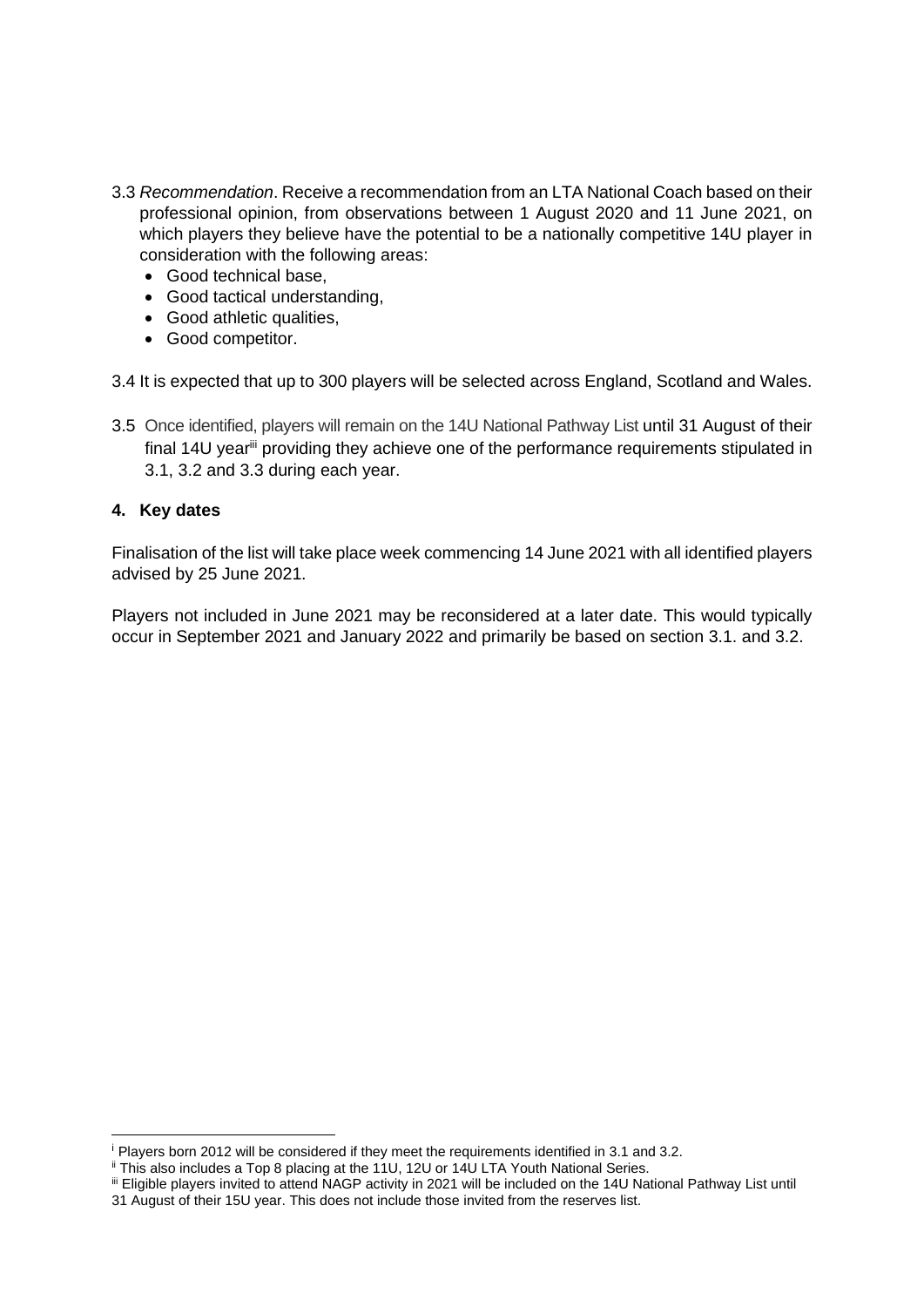3.3 *Recommendation*. Receive a recommendation from an LTA National Coach based on their professional opinion, from observations between 1 August 2020 and 11 June 2021, on which players they believe have the potential to be a nationally competitive 14U player in consideration with the following areas:

- Good technical base,
- Good tactical understanding,
- Good athletic qualities,
- Good competitor.

3.4 It is expected that up to 300 players will be selected across England, Scotland and Wales.

3.5 Once identified, players will remain on the 14U National Pathway List until 31 August of their final 14U year[iii] providing they achieve one of the performance requirements stipulated in 3.1, 3.2 and 3.3 during each year.

## 4. Key dates

Finalisation of the list will take place week commencing 14 June 2021 with all identified players advised by 25 June 2021.

Players not included in June 2021 may be reconsidered at a later date. This would typically occur in September 2021 and January 2022 and primarily be based on section 3.1. and 3.2.

---

[i] Players born 2012 will be considered if they meet the requirements identified in 3.1 and 3.2.

[ii] This also includes a Top 8 placing at the 11U, 12U or 14U LTA Youth National Series.

[iii] Eligible players invited to attend NAGP activity in 2021 will be included on the 14U National Pathway List until 31 August of their 15U year. This does not include those invited from the reserves list.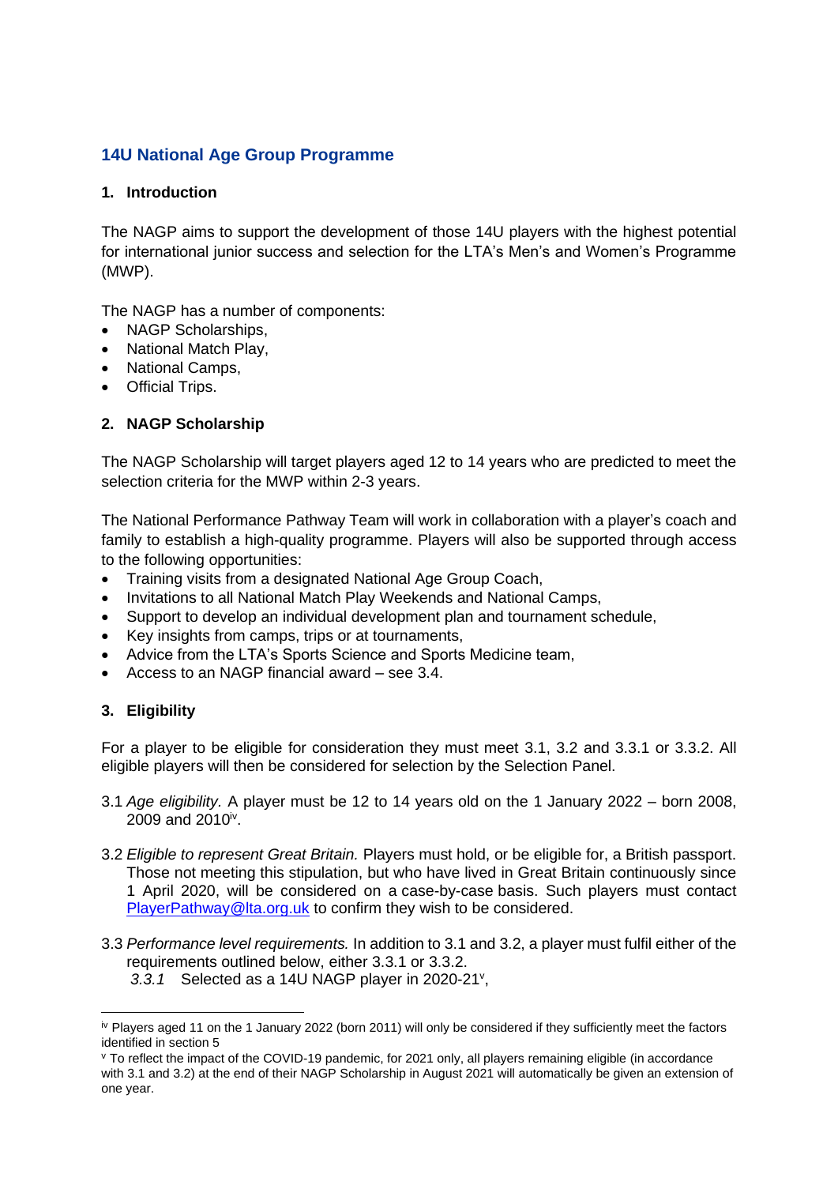## 14U National Age Group Programme

### 1. Introduction

The NAGP aims to support the development of those 14U players with the highest potential for international junior success and selection for the LTA's Men's and Women's Programme (MWP).

The NAGP has a number of components:

- NAGP Scholarships,
- National Match Play,
- National Camps,
- Official Trips.

### 2. NAGP Scholarship

The NAGP Scholarship will target players aged 12 to 14 years who are predicted to meet the selection criteria for the MWP within 2-3 years.

The National Performance Pathway Team will work in collaboration with a player's coach and family to establish a high-quality programme. Players will also be supported through access to the following opportunities:

- Training visits from a designated National Age Group Coach,
- Invitations to all National Match Play Weekends and National Camps,
- Support to develop an individual development plan and tournament schedule,
- Key insights from camps, trips or at tournaments,
- Advice from the LTA's Sports Science and Sports Medicine team,
- Access to an NAGP financial award – see 3.4.

### 3. Eligibility

For a player to be eligible for consideration they must meet 3.1, 3.2 and 3.3.1 or 3.3.2. All eligible players will then be considered for selection by the Selection Panel.

3.1 *Age eligibility.* A player must be 12 to 14 years old on the 1 January 2022 – born 2008, 2009 and 2010[iv].

3.2 *Eligible to represent Great Britain.* Players must hold, or be eligible for, a British passport. Those not meeting this stipulation, but who have lived in Great Britain continuously since 1 April 2020, will be considered on a case-by-case basis. Such players must contact PlayerPathway@lta.org.uk to confirm they wish to be considered.

3.3 *Performance level requirements.* In addition to 3.1 and 3.2, a player must fulfil either of the requirements outlined below, either 3.3.1 or 3.3.2.

*3.3.1* Selected as a 14U NAGP player in 2020-21[v],

---

[iv] Players aged 11 on the 1 January 2022 (born 2011) will only be considered if they sufficiently meet the factors identified in section 5

[v] To reflect the impact of the COVID-19 pandemic, for 2021 only, all players remaining eligible (in accordance with 3.1 and 3.2) at the end of their NAGP Scholarship in August 2021 will automatically be given an extension of one year.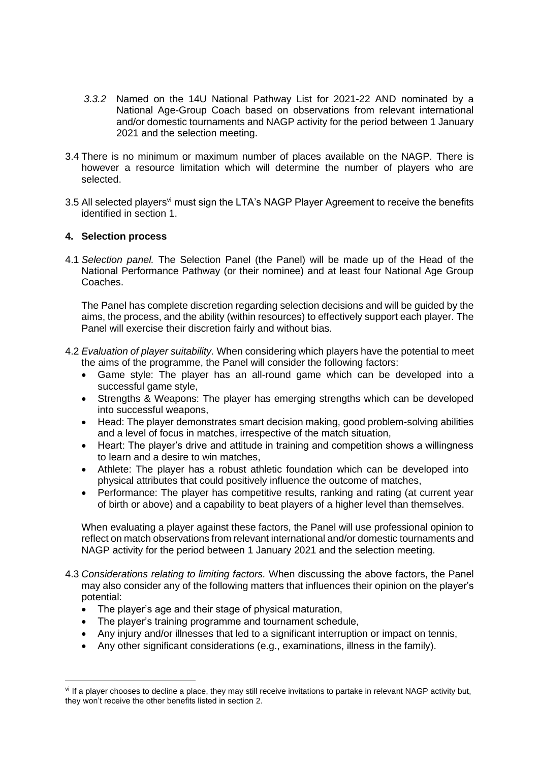*3.3.2* Named on the 14U National Pathway List for 2021-22 AND nominated by a National Age-Group Coach based on observations from relevant international and/or domestic tournaments and NAGP activity for the period between 1 January 2021 and the selection meeting.

3.4 There is no minimum or maximum number of places available on the NAGP. There is however a resource limitation which will determine the number of players who are selected.

3.5 All selected players[vi] must sign the LTA's NAGP Player Agreement to receive the benefits identified in section 1.

## 4. Selection process

4.1 *Selection panel.* The Selection Panel (the Panel) will be made up of the Head of the National Performance Pathway (or their nominee) and at least four National Age Group Coaches.

The Panel has complete discretion regarding selection decisions and will be guided by the aims, the process, and the ability (within resources) to effectively support each player. The Panel will exercise their discretion fairly and without bias.

4.2 *Evaluation of player suitability.* When considering which players have the potential to meet the aims of the programme, the Panel will consider the following factors:

- Game style: The player has an all-round game which can be developed into a successful game style,
- Strengths & Weapons: The player has emerging strengths which can be developed into successful weapons,
- Head: The player demonstrates smart decision making, good problem-solving abilities and a level of focus in matches, irrespective of the match situation,
- Heart: The player's drive and attitude in training and competition shows a willingness to learn and a desire to win matches,
- Athlete: The player has a robust athletic foundation which can be developed into physical attributes that could positively influence the outcome of matches,
- Performance: The player has competitive results, ranking and rating (at current year of birth or above) and a capability to beat players of a higher level than themselves.

When evaluating a player against these factors, the Panel will use professional opinion to reflect on match observations from relevant international and/or domestic tournaments and NAGP activity for the period between 1 January 2021 and the selection meeting.

4.3 *Considerations relating to limiting factors.* When discussing the above factors, the Panel may also consider any of the following matters that influences their opinion on the player's potential:

- The player's age and their stage of physical maturation,
- The player's training programme and tournament schedule,
- Any injury and/or illnesses that led to a significant interruption or impact on tennis,
- Any other significant considerations (e.g., examinations, illness in the family).

---

[vi] If a player chooses to decline a place, they may still receive invitations to partake in relevant NAGP activity but, they won't receive the other benefits listed in section 2.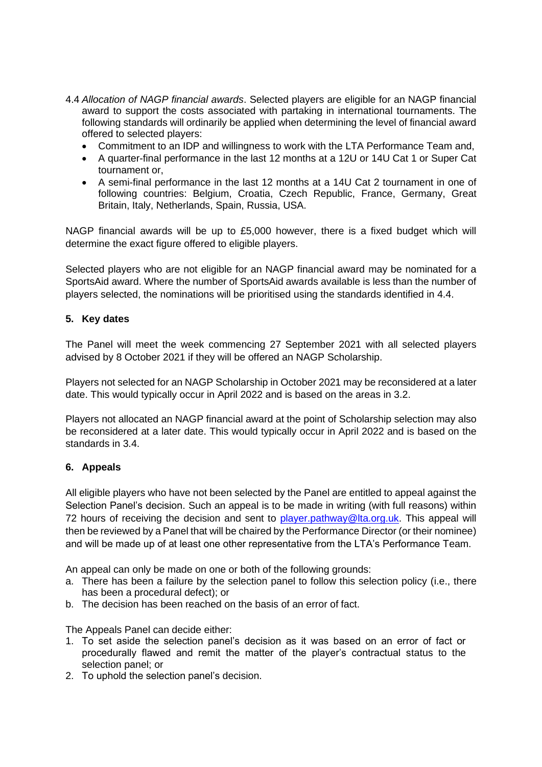4.4 *Allocation of NAGP financial awards*. Selected players are eligible for an NAGP financial award to support the costs associated with partaking in international tournaments. The following standards will ordinarily be applied when determining the level of financial award offered to selected players:

- Commitment to an IDP and willingness to work with the LTA Performance Team and,
- A quarter-final performance in the last 12 months at a 12U or 14U Cat 1 or Super Cat tournament or,
- A semi-final performance in the last 12 months at a 14U Cat 2 tournament in one of following countries: Belgium, Croatia, Czech Republic, France, Germany, Great Britain, Italy, Netherlands, Spain, Russia, USA.

NAGP financial awards will be up to £5,000 however, there is a fixed budget which will determine the exact figure offered to eligible players.

Selected players who are not eligible for an NAGP financial award may be nominated for a SportsAid award. Where the number of SportsAid awards available is less than the number of players selected, the nominations will be prioritised using the standards identified in 4.4.

## 5. Key dates

The Panel will meet the week commencing 27 September 2021 with all selected players advised by 8 October 2021 if they will be offered an NAGP Scholarship.

Players not selected for an NAGP Scholarship in October 2021 may be reconsidered at a later date. This would typically occur in April 2022 and is based on the areas in 3.2.

Players not allocated an NAGP financial award at the point of Scholarship selection may also be reconsidered at a later date. This would typically occur in April 2022 and is based on the standards in 3.4.

## 6. Appeals

All eligible players who have not been selected by the Panel are entitled to appeal against the Selection Panel's decision. Such an appeal is to be made in writing (with full reasons) within 72 hours of receiving the decision and sent to [player.pathway@lta.org.uk](mailto:player.pathway@lta.org.uk). This appeal will then be reviewed by a Panel that will be chaired by the Performance Director (or their nominee) and will be made up of at least one other representative from the LTA's Performance Team.

An appeal can only be made on one or both of the following grounds:

a. There has been a failure by the selection panel to follow this selection policy (i.e., there has been a procedural defect); or
b. The decision has been reached on the basis of an error of fact.

The Appeals Panel can decide either:

1. To set aside the selection panel's decision as it was based on an error of fact or procedurally flawed and remit the matter of the player's contractual status to the selection panel; or
2. To uphold the selection panel's decision.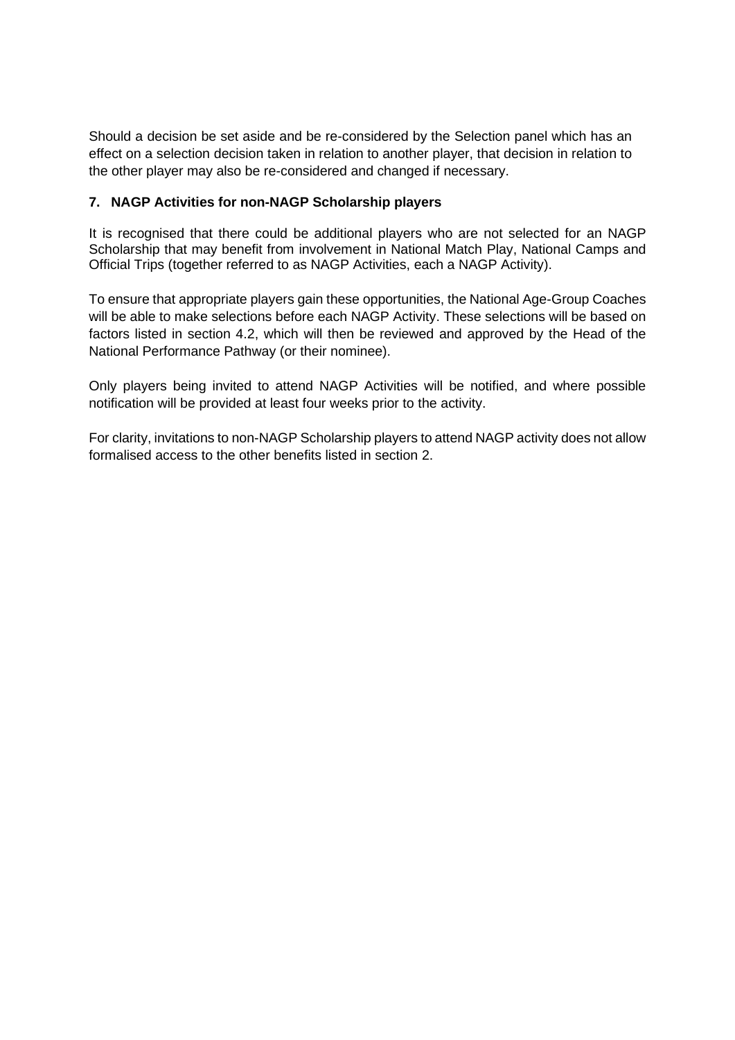Should a decision be set aside and be re-considered by the Selection panel which has an effect on a selection decision taken in relation to another player, that decision in relation to the other player may also be re-considered and changed if necessary.

## 7. NAGP Activities for non-NAGP Scholarship players

It is recognised that there could be additional players who are not selected for an NAGP Scholarship that may benefit from involvement in National Match Play, National Camps and Official Trips (together referred to as NAGP Activities, each a NAGP Activity).

To ensure that appropriate players gain these opportunities, the National Age-Group Coaches will be able to make selections before each NAGP Activity. These selections will be based on factors listed in section 4.2, which will then be reviewed and approved by the Head of the National Performance Pathway (or their nominee).

Only players being invited to attend NAGP Activities will be notified, and where possible notification will be provided at least four weeks prior to the activity.

For clarity, invitations to non-NAGP Scholarship players to attend NAGP activity does not allow formalised access to the other benefits listed in section 2.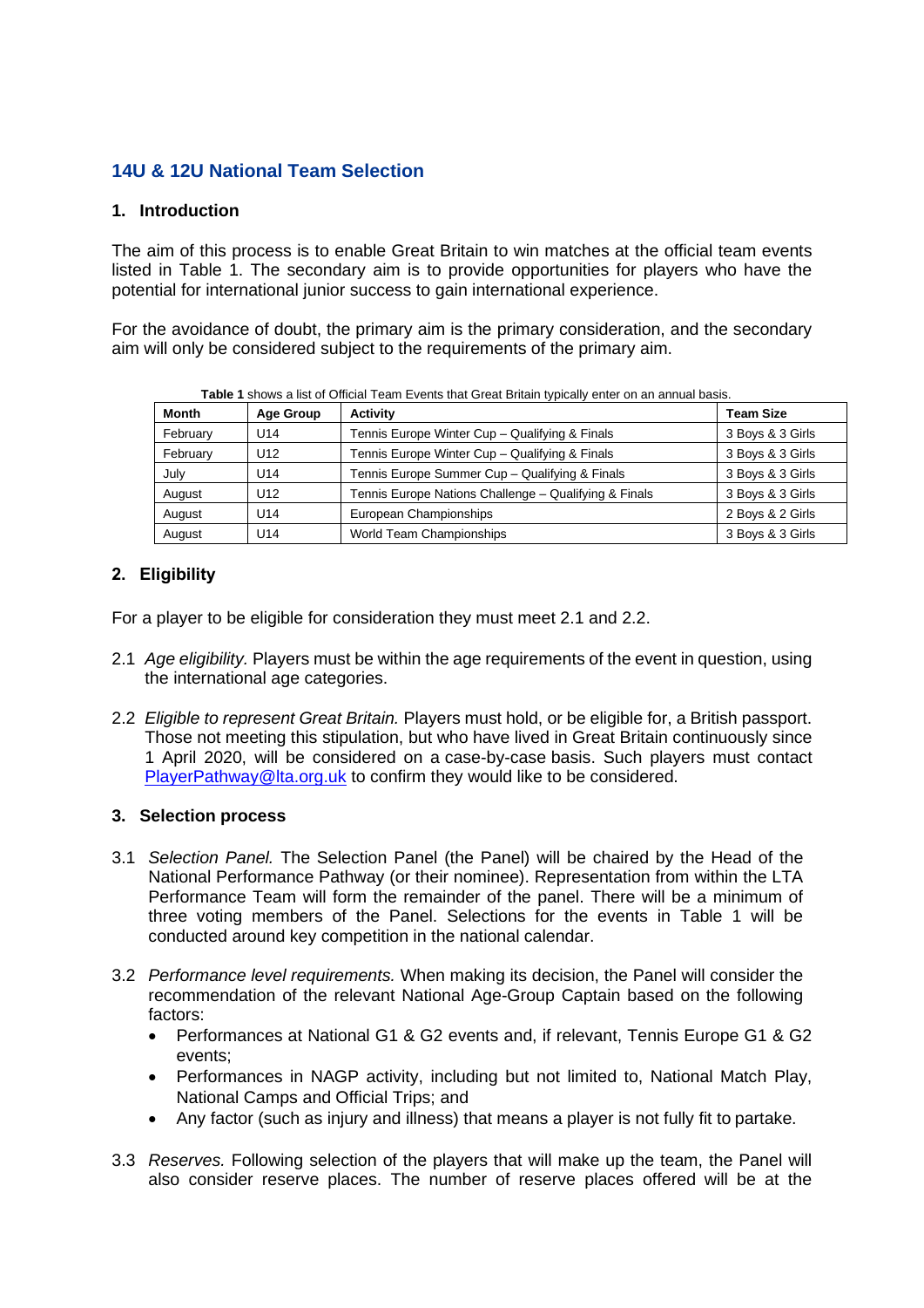## 14U & 12U National Team Selection

### 1. Introduction

The aim of this process is to enable Great Britain to win matches at the official team events listed in Table 1. The secondary aim is to provide opportunities for players who have the potential for international junior success to gain international experience.

For the avoidance of doubt, the primary aim is the primary consideration, and the secondary aim will only be considered subject to the requirements of the primary aim.

**Table 1** shows a list of Official Team Events that Great Britain typically enter on an annual basis.

| Month | Age Group | Activity | Team Size |
|---|---|---|---|
| February | U14 | Tennis Europe Winter Cup – Qualifying & Finals | 3 Boys & 3 Girls |
| February | U12 | Tennis Europe Winter Cup – Qualifying & Finals | 3 Boys & 3 Girls |
| July | U14 | Tennis Europe Summer Cup – Qualifying & Finals | 3 Boys & 3 Girls |
| August | U12 | Tennis Europe Nations Challenge – Qualifying & Finals | 3 Boys & 3 Girls |
| August | U14 | European Championships | 2 Boys & 2 Girls |
| August | U14 | World Team Championships | 3 Boys & 3 Girls |

### 2. Eligibility

For a player to be eligible for consideration they must meet 2.1 and 2.2.

2.1 *Age eligibility.* Players must be within the age requirements of the event in question, using the international age categories.

2.2 *Eligible to represent Great Britain.* Players must hold, or be eligible for, a British passport. Those not meeting this stipulation, but who have lived in Great Britain continuously since 1 April 2020, will be considered on a case-by-case basis. Such players must contact PlayerPathway@lta.org.uk to confirm they would like to be considered.

### 3. Selection process

3.1 *Selection Panel.* The Selection Panel (the Panel) will be chaired by the Head of the National Performance Pathway (or their nominee). Representation from within the LTA Performance Team will form the remainder of the panel. There will be a minimum of three voting members of the Panel. Selections for the events in Table 1 will be conducted around key competition in the national calendar.

3.2 *Performance level requirements.* When making its decision, the Panel will consider the recommendation of the relevant National Age-Group Captain based on the following factors:

- Performances at National G1 & G2 events and, if relevant, Tennis Europe G1 & G2 events;
- Performances in NAGP activity, including but not limited to, National Match Play, National Camps and Official Trips; and
- Any factor (such as injury and illness) that means a player is not fully fit to partake.

3.3 *Reserves.* Following selection of the players that will make up the team, the Panel will also consider reserve places. The number of reserve places offered will be at the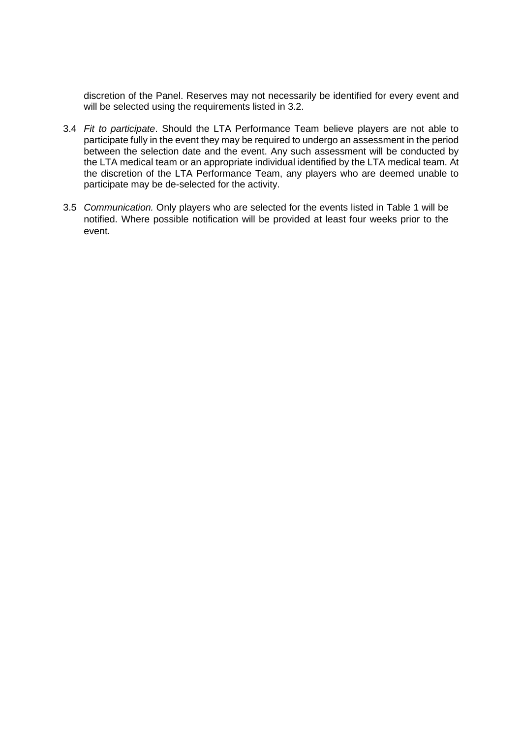discretion of the Panel. Reserves may not necessarily be identified for every event and will be selected using the requirements listed in 3.2.

3.4 *Fit to participate*. Should the LTA Performance Team believe players are not able to participate fully in the event they may be required to undergo an assessment in the period between the selection date and the event. Any such assessment will be conducted by the LTA medical team or an appropriate individual identified by the LTA medical team. At the discretion of the LTA Performance Team, any players who are deemed unable to participate may be de-selected for the activity.

3.5 *Communication.* Only players who are selected for the events listed in Table 1 will be notified. Where possible notification will be provided at least four weeks prior to the event.